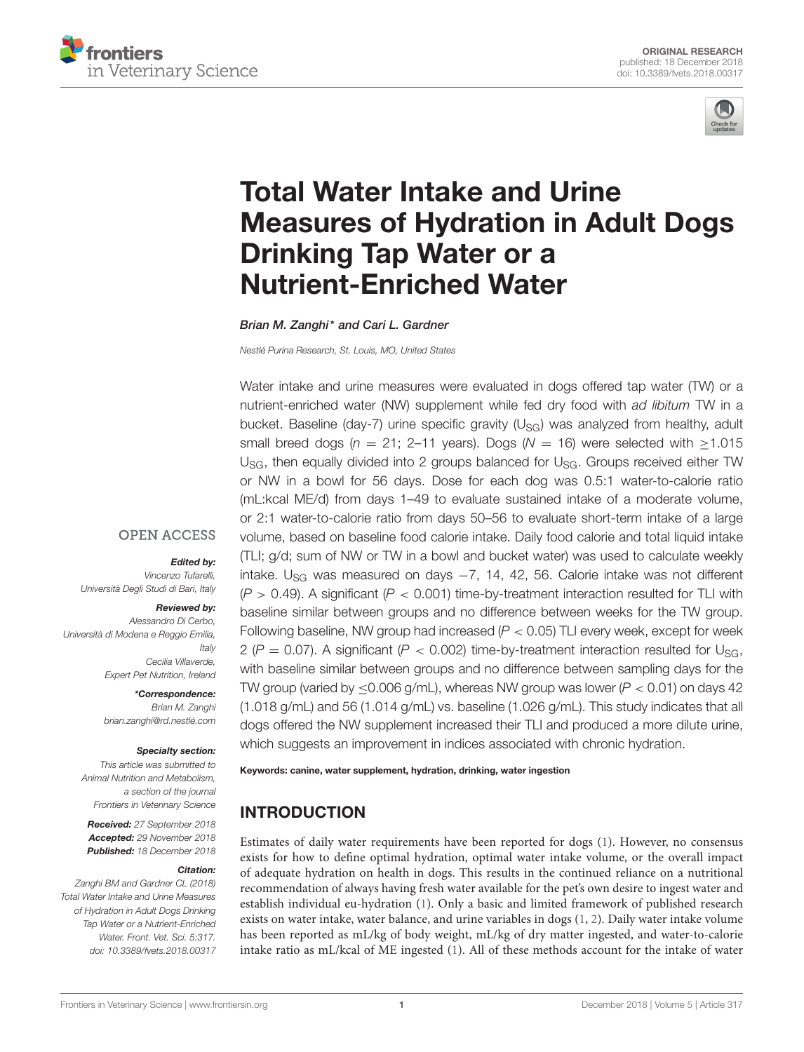ORIGINAL RESEARCH
published: 18 December 2018
doi: 10.3389/fvets.2018.00317

# Total Water Intake and Urine Measures of Hydration in Adult Dogs Drinking Tap Water or a Nutrient-Enriched Water

*Brian M. Zanghi\* and Cari L. Gardner*

*Nestlé Purina Research, St. Louis, MO, United States*

Water intake and urine measures were evaluated in dogs offered tap water (TW) or a nutrient-enriched water (NW) supplement while fed dry food with *ad libitum* TW in a bucket. Baseline (day-7) urine specific gravity ($U_{SG}$) was analyzed from healthy, adult small breed dogs ($n = 21$; 2–11 years). Dogs ($N = 16$) were selected with $\geq$1.015 $U_{SG}$, then equally divided into 2 groups balanced for $U_{SG}$. Groups received either TW or NW in a bowl for 56 days. Dose for each dog was 0.5:1 water-to-calorie ratio (mL:kcal ME/d) from days 1–49 to evaluate sustained intake of a moderate volume, or 2:1 water-to-calorie ratio from days 50–56 to evaluate short-term intake of a large volume, based on baseline food calorie intake. Daily food calorie and total liquid intake (TLI; g/d; sum of NW or TW in a bowl and bucket water) was used to calculate weekly intake. $U_{SG}$ was measured on days −7, 14, 42, 56. Calorie intake was not different ($P > 0.49$). A significant ($P < 0.001$) time-by-treatment interaction resulted for TLI with baseline similar between groups and no difference between weeks for the TW group. Following baseline, NW group had increased ($P < 0.05$) TLI every week, except for week 2 ($P = 0.07$). A significant ($P < 0.002$) time-by-treatment interaction resulted for $U_{SG}$, with baseline similar between groups and no difference between sampling days for the TW group (varied by $\leq$0.006 g/mL), whereas NW group was lower ($P < 0.01$) on days 42 (1.018 g/mL) and 56 (1.014 g/mL) vs. baseline (1.026 g/mL). This study indicates that all dogs offered the NW supplement increased their TLI and produced a more dilute urine, which suggests an improvement in indices associated with chronic hydration.

**Keywords: canine, water supplement, hydration, drinking, water ingestion**

OPEN ACCESS

***Edited by:***
*Vincenzo Tufarelli, Università Degli Studi di Bari, Italy*

***Reviewed by:***
*Alessandro Di Cerbo, Università di Modena e Reggio Emilia, Italy*
*Cecilia Villaverde, Expert Pet Nutrition, Ireland*

***\*Correspondence:***
*Brian M. Zanghi*
*brian.zanghi@rd.nestlé.com*

***Specialty section:***
*This article was submitted to Animal Nutrition and Metabolism, a section of the journal Frontiers in Veterinary Science*

***Received:*** *27 September 2018*
***Accepted:*** *29 November 2018*
***Published:*** *18 December 2018*

***Citation:***
*Zanghi BM and Gardner CL (2018) Total Water Intake and Urine Measures of Hydration in Adult Dogs Drinking Tap Water or a Nutrient-Enriched Water. Front. Vet. Sci. 5:317. doi: 10.3389/fvets.2018.00317*

## INTRODUCTION

Estimates of daily water requirements have been reported for dogs (1). However, no consensus exists for how to define optimal hydration, optimal water intake volume, or the overall impact of adequate hydration on health in dogs. This results in the continued reliance on a nutritional recommendation of always having fresh water available for the pet's own desire to ingest water and establish individual eu-hydration (1). Only a basic and limited framework of published research exists on water intake, water balance, and urine variables in dogs (1, 2). Daily water intake volume has been reported as mL/kg of body weight, mL/kg of dry matter ingested, and water-to-calorie intake ratio as mL/kcal of ME ingested (1). All of these methods account for the intake of water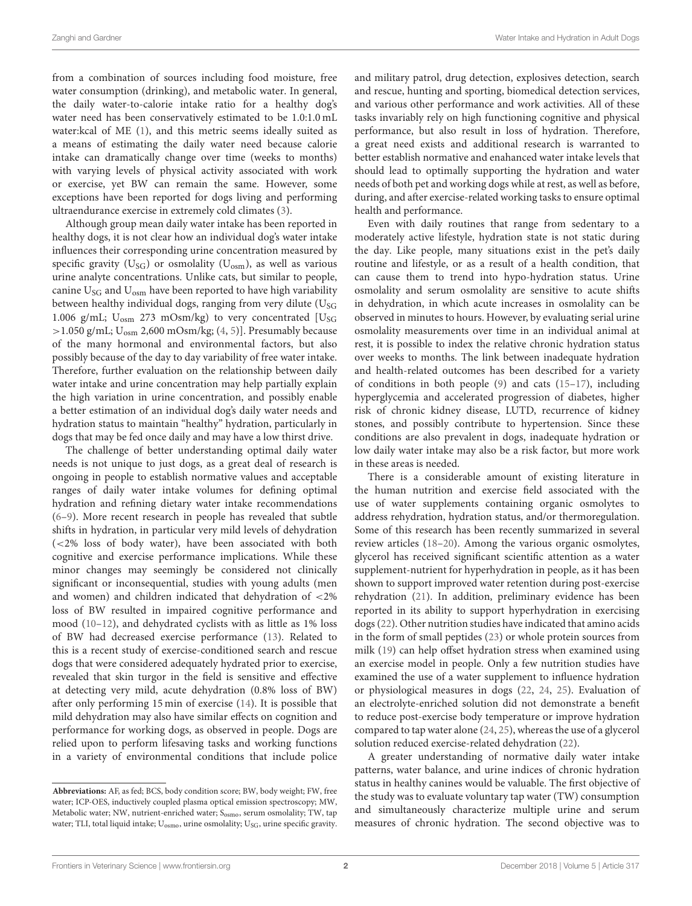from a combination of sources including food moisture, free water consumption (drinking), and metabolic water. In general, the daily water-to-calorie intake ratio for a healthy dog's water need has been conservatively estimated to be 1.0:1.0 mL water:kcal of ME (1), and this metric seems ideally suited as a means of estimating the daily water need because calorie intake can dramatically change over time (weeks to months) with varying levels of physical activity associated with work or exercise, yet BW can remain the same. However, some exceptions have been reported for dogs living and performing ultraendurance exercise in extremely cold climates (3).

Although group mean daily water intake has been reported in healthy dogs, it is not clear how an individual dog's water intake influences their corresponding urine concentration measured by specific gravity ($U_{SG}$) or osmolality ($U_{osm}$), as well as various urine analyte concentrations. Unlike cats, but similar to people, canine $U_{SG}$ and $U_{osm}$ have been reported to have high variability between healthy individual dogs, ranging from very dilute ($U_{SG}$ 1.006 g/mL; $U_{osm}$ 273 mOsm/kg) to very concentrated [$U_{SG}$ >1.050 g/mL; $U_{osm}$ 2,600 mOsm/kg; (4, 5)]. Presumably because of the many hormonal and environmental factors, but also possibly because of the day to day variability of free water intake. Therefore, further evaluation on the relationship between daily water intake and urine concentration may help partially explain the high variation in urine concentration, and possibly enable a better estimation of an individual dog's daily water needs and hydration status to maintain "healthy" hydration, particularly in dogs that may be fed once daily and may have a low thirst drive.

The challenge of better understanding optimal daily water needs is not unique to just dogs, as a great deal of research is ongoing in people to establish normative values and acceptable ranges of daily water intake volumes for defining optimal hydration and refining dietary water intake recommendations (6–9). More recent research in people has revealed that subtle shifts in hydration, in particular very mild levels of dehydration (<2% loss of body water), have been associated with both cognitive and exercise performance implications. While these minor changes may seemingly be considered not clinically significant or inconsequential, studies with young adults (men and women) and children indicated that dehydration of <2% loss of BW resulted in impaired cognitive performance and mood (10–12), and dehydrated cyclists with as little as 1% loss of BW had decreased exercise performance (13). Related to this is a recent study of exercise-conditioned search and rescue dogs that were considered adequately hydrated prior to exercise, revealed that skin turgor in the field is sensitive and effective at detecting very mild, acute dehydration (0.8% loss of BW) after only performing 15 min of exercise (14). It is possible that mild dehydration may also have similar effects on cognition and performance for working dogs, as observed in people. Dogs are relied upon to perform lifesaving tasks and working functions in a variety of environmental conditions that include police and military patrol, drug detection, explosives detection, search and rescue, hunting and sporting, biomedical detection services, and various other performance and work activities. All of these tasks invariably rely on high functioning cognitive and physical performance, but also result in loss of hydration. Therefore, a great need exists and additional research is warranted to better establish normative and enahanced water intake levels that should lead to optimally supporting the hydration and water needs of both pet and working dogs while at rest, as well as before, during, and after exercise-related working tasks to ensure optimal health and performance.

Even with daily routines that range from sedentary to a moderately active lifestyle, hydration state is not static during the day. Like people, many situations exist in the pet's daily routine and lifestyle, or as a result of a health condition, that can cause them to trend into hypo-hydration status. Urine osmolality and serum osmolality are sensitive to acute shifts in dehydration, in which acute increases in osmolality can be observed in minutes to hours. However, by evaluating serial urine osmolality measurements over time in an individual animal at rest, it is possible to index the relative chronic hydration status over weeks to months. The link between inadequate hydration and health-related outcomes has been described for a variety of conditions in both people (9) and cats (15–17), including hyperglycemia and accelerated progression of diabetes, higher risk of chronic kidney disease, LUTD, recurrence of kidney stones, and possibly contribute to hypertension. Since these conditions are also prevalent in dogs, inadequate hydration or low daily water intake may also be a risk factor, but more work in these areas is needed.

There is a considerable amount of existing literature in the human nutrition and exercise field associated with the use of water supplements containing organic osmolytes to address rehydration, hydration status, and/or thermoregulation. Some of this research has been recently summarized in several review articles (18–20). Among the various organic osmolytes, glycerol has received significant scientific attention as a water supplement-nutrient for hyperhydration in people, as it has been shown to support improved water retention during post-exercise rehydration (21). In addition, preliminary evidence has been reported in its ability to support hyperhydration in exercising dogs (22). Other nutrition studies have indicated that amino acids in the form of small peptides (23) or whole protein sources from milk (19) can help offset hydration stress when examined using an exercise model in people. Only a few nutrition studies have examined the use of a water supplement to influence hydration or physiological measures in dogs (22, 24, 25). Evaluation of an electrolyte-enriched solution did not demonstrate a benefit to reduce post-exercise body temperature or improve hydration compared to tap water alone (24, 25), whereas the use of a glycerol solution reduced exercise-related dehydration (22).

A greater understanding of normative daily water intake patterns, water balance, and urine indices of chronic hydration status in healthy canines would be valuable. The first objective of the study was to evaluate voluntary tap water (TW) consumption and simultaneously characterize multiple urine and serum measures of chronic hydration. The second objective was to

**Abbreviations:** AF, as fed; BCS, body condition score; BW, body weight; FW, free water; ICP-OES, inductively coupled plasma optical emission spectroscopy; MW, Metabolic water; NW, nutrient-enriched water; $S_{osmo}$, serum osmolality; TW, tap water; TLI, total liquid intake; $U_{osmo}$, urine osmolality; $U_{SG}$, urine specific gravity.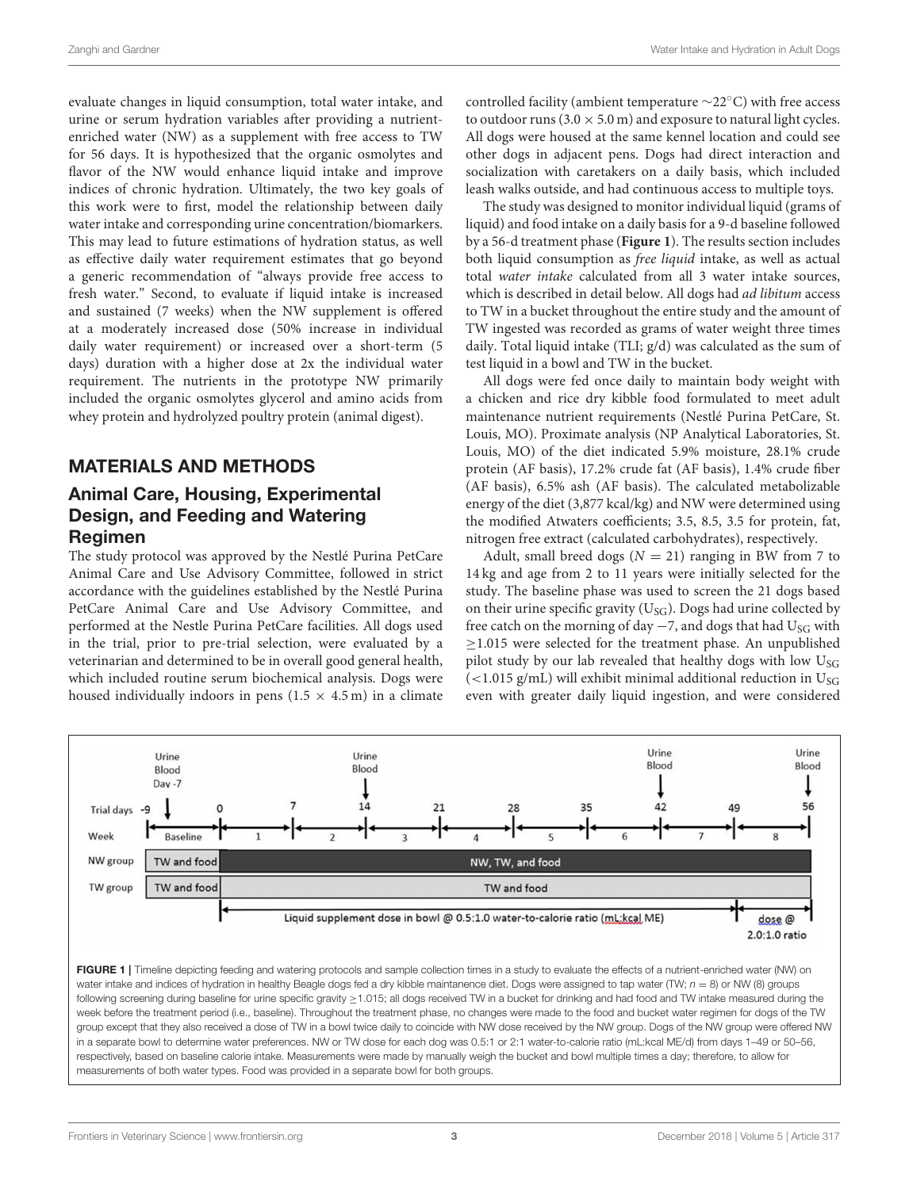evaluate changes in liquid consumption, total water intake, and urine or serum hydration variables after providing a nutrient-enriched water (NW) as a supplement with free access to TW for 56 days. It is hypothesized that the organic osmolytes and flavor of the NW would enhance liquid intake and improve indices of chronic hydration. Ultimately, the two key goals of this work were to first, model the relationship between daily water intake and corresponding urine concentration/biomarkers. This may lead to future estimations of hydration status, as well as effective daily water requirement estimates that go beyond a generic recommendation of "always provide free access to fresh water." Second, to evaluate if liquid intake is increased and sustained (7 weeks) when the NW supplement is offered at a moderately increased dose (50% increase in individual daily water requirement) or increased over a short-term (5 days) duration with a higher dose at 2x the individual water requirement. The nutrients in the prototype NW primarily included the organic osmolytes glycerol and amino acids from whey protein and hydrolyzed poultry protein (animal digest).

## MATERIALS AND METHODS

### Animal Care, Housing, Experimental Design, and Feeding and Watering Regimen

The study protocol was approved by the Nestlé Purina PetCare Animal Care and Use Advisory Committee, followed in strict accordance with the guidelines established by the Nestlé Purina PetCare Animal Care and Use Advisory Committee, and performed at the Nestle Purina PetCare facilities. All dogs used in the trial, prior to pre-trial selection, were evaluated by a veterinarian and determined to be in overall good general health, which included routine serum biochemical analysis. Dogs were housed individually indoors in pens ($1.5 \times 4.5$ m) in a climate controlled facility (ambient temperature ~22°C) with free access to outdoor runs ($3.0 \times 5.0$ m) and exposure to natural light cycles. All dogs were housed at the same kennel location and could see other dogs in adjacent pens. Dogs had direct interaction and socialization with caretakers on a daily basis, which included leash walks outside, and had continuous access to multiple toys.

The study was designed to monitor individual liquid (grams of liquid) and food intake on a daily basis for a 9-d baseline followed by a 56-d treatment phase (**Figure 1**). The results section includes both liquid consumption as *free liquid* intake, as well as actual total *water intake* calculated from all 3 water intake sources, which is described in detail below. All dogs had *ad libitum* access to TW in a bucket throughout the entire study and the amount of TW ingested was recorded as grams of water weight three times daily. Total liquid intake (TLI; g/d) was calculated as the sum of test liquid in a bowl and TW in the bucket.

All dogs were fed once daily to maintain body weight with a chicken and rice dry kibble food formulated to meet adult maintenance nutrient requirements (Nestlé Purina PetCare, St. Louis, MO). Proximate analysis (NP Analytical Laboratories, St. Louis, MO) of the diet indicated 5.9% moisture, 28.1% crude protein (AF basis), 17.2% crude fat (AF basis), 1.4% crude fiber (AF basis), 6.5% ash (AF basis). The calculated metabolizable energy of the diet (3,877 kcal/kg) and NW were determined using the modified Atwaters coefficients; 3.5, 8.5, 3.5 for protein, fat, nitrogen free extract (calculated carbohydrates), respectively.

Adult, small breed dogs ($N = 21$) ranging in BW from 7 to 14 kg and age from 2 to 11 years were initially selected for the study. The baseline phase was used to screen the 21 dogs based on their urine specific gravity ($U_{SG}$). Dogs had urine collected by free catch on the morning of day −7, and dogs that had $U_{SG}$ with ≥1.015 were selected for the treatment phase. An unpublished pilot study by our lab revealed that healthy dogs with low $U_{SG}$ (<1.015 g/mL) will exhibit minimal additional reduction in $U_{SG}$ even with greater daily liquid ingestion, and were considered

**FIGURE 1** | Timeline depicting feeding and watering protocols and sample collection times in a study to evaluate the effects of a nutrient-enriched water (NW) on water intake and indices of hydration in healthy Beagle dogs fed a dry kibble maintenance diet. Dogs were assigned to tap water (TW; $n = 8$) or NW (8) groups following screening during baseline for urine specific gravity ≥1.015; all dogs received TW in a bucket for drinking and had food and TW intake measured during the week before the treatment period (i.e., baseline). Throughout the treatment phase, no changes were made to the food and bucket water regimen for dogs of the TW group except that they also received a dose of TW in a bowl twice daily to coincide with NW dose received by the NW group. Dogs of the NW group were offered NW in a separate bowl to determine water preferences. NW or TW dose for each dog was 0.5:1 or 2:1 water-to-calorie ratio (mL:kcal ME/d) from days 1–49 or 50–56, respectively, based on baseline calorie intake. Measurements were made by manually weigh the bucket and bowl multiple times a day; therefore, to allow for measurements of both water types. Food was provided in a separate bowl for both groups.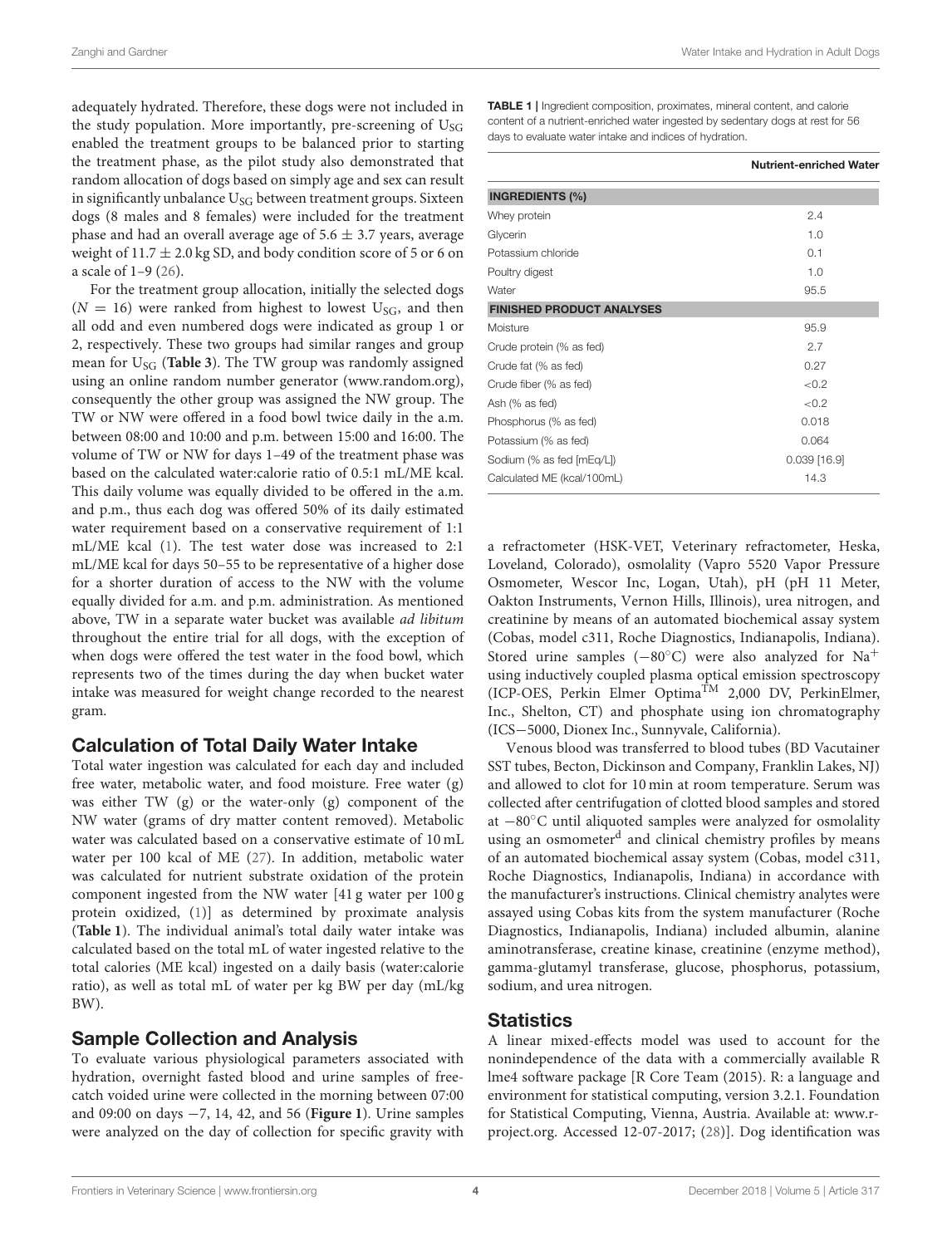adequately hydrated. Therefore, these dogs were not included in the study population. More importantly, pre-screening of $U_{SG}$ enabled the treatment groups to be balanced prior to starting the treatment phase, as the pilot study also demonstrated that random allocation of dogs based on simply age and sex can result in significantly unbalance $U_{SG}$ between treatment groups. Sixteen dogs (8 males and 8 females) were included for the treatment phase and had an overall average age of $5.6 \pm 3.7$ years, average weight of $11.7 \pm 2.0$ kg SD, and body condition score of 5 or 6 on a scale of 1–9 (26).

For the treatment group allocation, initially the selected dogs ($N = 16$) were ranked from highest to lowest $U_{SG}$, and then all odd and even numbered dogs were indicated as group 1 or 2, respectively. These two groups had similar ranges and group mean for $U_{SG}$ (**Table 3**). The TW group was randomly assigned using an online random number generator (www.random.org), consequently the other group was assigned the NW group. The TW or NW were offered in a food bowl twice daily in the a.m. between 08:00 and 10:00 and p.m. between 15:00 and 16:00. The volume of TW or NW for days 1–49 of the treatment phase was based on the calculated water:calorie ratio of 0.5:1 mL/ME kcal. This daily volume was equally divided to be offered in the a.m. and p.m., thus each dog was offered 50% of its daily estimated water requirement based on a conservative requirement of 1:1 mL/ME kcal (1). The test water dose was increased to 2:1 mL/ME kcal for days 50–55 to be representative of a higher dose for a shorter duration of access to the NW with the volume equally divided for a.m. and p.m. administration. As mentioned above, TW in a separate water bucket was available *ad libitum* throughout the entire trial for all dogs, with the exception of when dogs were offered the test water in the food bowl, which represents two of the times during the day when bucket water intake was measured for weight change recorded to the nearest gram.

## Calculation of Total Daily Water Intake

Total water ingestion was calculated for each day and included free water, metabolic water, and food moisture. Free water (g) was either TW (g) or the water-only (g) component of the NW water (grams of dry matter content removed). Metabolic water was calculated based on a conservative estimate of 10 mL water per 100 kcal of ME (27). In addition, metabolic water was calculated for nutrient substrate oxidation of the protein component ingested from the NW water [41 g water per 100 g protein oxidized, (1)] as determined by proximate analysis (**Table 1**). The individual animal's total daily water intake was calculated based on the total mL of water ingested relative to the total calories (ME kcal) ingested on a daily basis (water:calorie ratio), as well as total mL of water per kg BW per day (mL/kg BW).

## Sample Collection and Analysis

To evaluate various physiological parameters associated with hydration, overnight fasted blood and urine samples of free-catch voided urine were collected in the morning between 07:00 and 09:00 on days −7, 14, 42, and 56 (**Figure 1**). Urine samples were analyzed on the day of collection for specific gravity with a refractometer (HSK-VET, Veterinary refractometer, Heska, Loveland, Colorado), osmolality (Vapro 5520 Vapor Pressure Osmometer, Wescor Inc, Logan, Utah), pH (pH 11 Meter, Oakton Instruments, Vernon Hills, Illinois), urea nitrogen, and creatinine by means of an automated biochemical assay system (Cobas, model c311, Roche Diagnostics, Indianapolis, Indiana). Stored urine samples (−80°C) were also analyzed for $Na^+$ using inductively coupled plasma optical emission spectroscopy (ICP-OES, Perkin Elmer Optima™ 2,000 DV, PerkinElmer, Inc., Shelton, CT) and phosphate using ion chromatography (ICS−5000, Dionex Inc., Sunnyvale, California).

Venous blood was transferred to blood tubes (BD Vacutainer SST tubes, Becton, Dickinson and Company, Franklin Lakes, NJ) and allowed to clot for 10 min at room temperature. Serum was collected after centrifugation of clotted blood samples and stored at −80°C until aliquoted samples were analyzed for osmolality using an osmometer[d] and clinical chemistry profiles by means of an automated biochemical assay system (Cobas, model c311, Roche Diagnostics, Indianapolis, Indiana) in accordance with the manufacturer's instructions. Clinical chemistry analytes were assayed using Cobas kits from the system manufacturer (Roche Diagnostics, Indianapolis, Indiana) included albumin, alanine aminotransferase, creatine kinase, creatinine (enzyme method), gamma-glutamyl transferase, glucose, phosphorus, potassium, sodium, and urea nitrogen.

## Statistics

A linear mixed-effects model was used to account for the nonindependence of the data with a commercially available R lme4 software package [R Core Team (2015). R: a language and environment for statistical computing, version 3.2.1. Foundation for Statistical Computing, Vienna, Austria. Available at: www.r-project.org. Accessed 12-07-2017; (28)]. Dog identification was

**TABLE 1 |** Ingredient composition, proximates, mineral content, and calorie content of a nutrient-enriched water ingested by sedentary dogs at rest for 56 days to evaluate water intake and indices of hydration.

| | Nutrient-enriched Water |
|---|---|
| **INGREDIENTS (%)** | |
| Whey protein | 2.4 |
| Glycerin | 1.0 |
| Potassium chloride | 0.1 |
| Poultry digest | 1.0 |
| Water | 95.5 |
| **FINISHED PRODUCT ANALYSES** | |
| Moisture | 95.9 |
| Crude protein (% as fed) | 2.7 |
| Crude fat (% as fed) | 0.27 |
| Crude fiber (% as fed) | <0.2 |
| Ash (% as fed) | <0.2 |
| Phosphorus (% as fed) | 0.018 |
| Potassium (% as fed) | 0.064 |
| Sodium (% as fed [mEq/L]) | 0.039 [16.9] |
| Calculated ME (kcal/100mL) | 14.3 |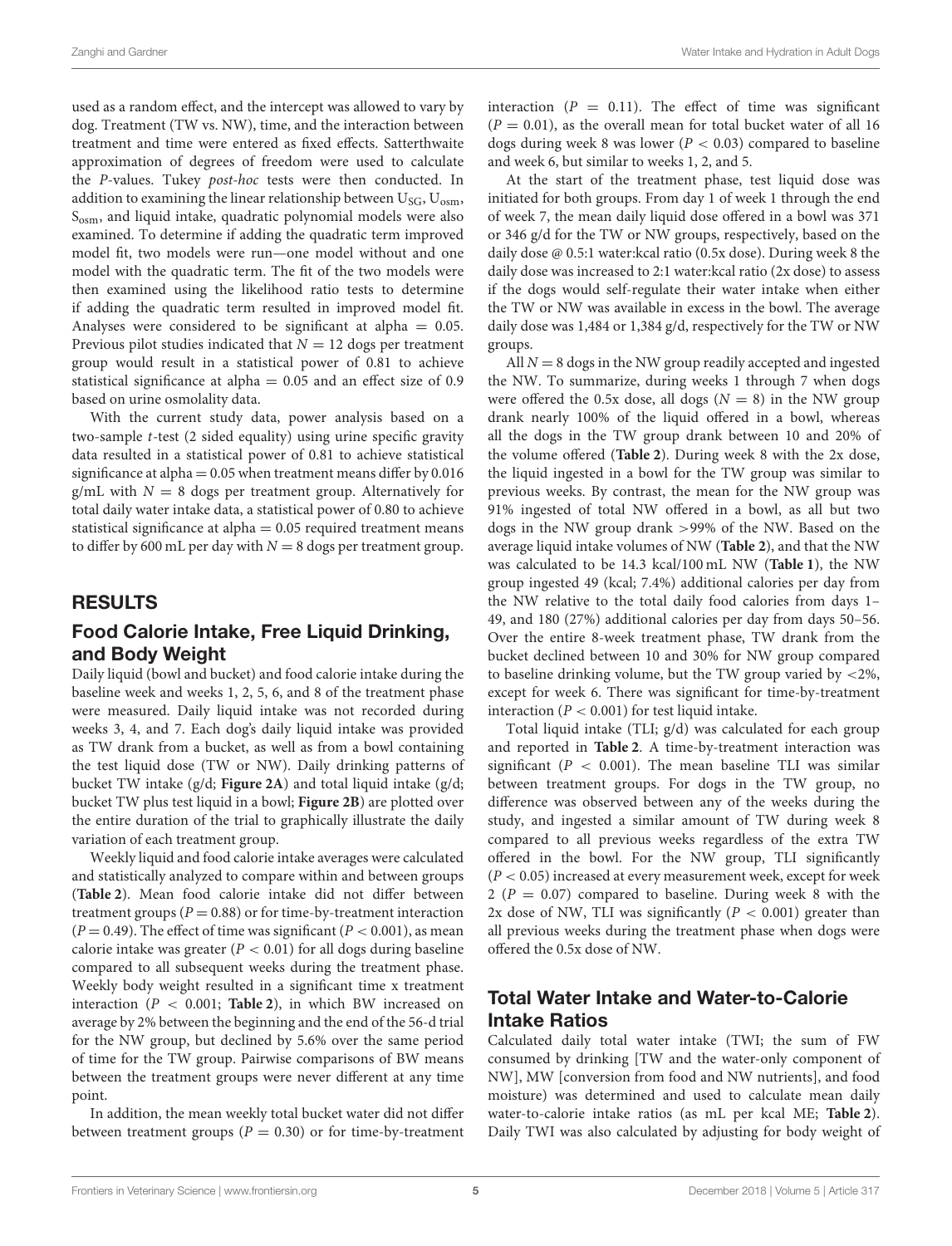used as a random effect, and the intercept was allowed to vary by dog. Treatment (TW vs. NW), time, and the interaction between treatment and time were entered as fixed effects. Satterthwaite approximation of degrees of freedom were used to calculate the *P*-values. Tukey *post-hoc* tests were then conducted. In addition to examining the linear relationship between $U_{SG}$, $U_{osm}$, $S_{osm}$, and liquid intake, quadratic polynomial models were also examined. To determine if adding the quadratic term improved model fit, two models were run—one model without and one model with the quadratic term. The fit of the two models were then examined using the likelihood ratio tests to determine if adding the quadratic term resulted in improved model fit. Analyses were considered to be significant at alpha = 0.05. Previous pilot studies indicated that $N = 12$ dogs per treatment group would result in a statistical power of 0.81 to achieve statistical significance at alpha = 0.05 and an effect size of 0.9 based on urine osmolality data.

With the current study data, power analysis based on a two-sample *t*-test (2 sided equality) using urine specific gravity data resulted in a statistical power of 0.81 to achieve statistical significance at alpha = 0.05 when treatment means differ by 0.016 g/mL with $N = 8$ dogs per treatment group. Alternatively for total daily water intake data, a statistical power of 0.80 to achieve statistical significance at alpha = 0.05 required treatment means to differ by 600 mL per day with $N = 8$ dogs per treatment group.

## RESULTS

### Food Calorie Intake, Free Liquid Drinking, and Body Weight

Daily liquid (bowl and bucket) and food calorie intake during the baseline week and weeks 1, 2, 5, 6, and 8 of the treatment phase were measured. Daily liquid intake was not recorded during weeks 3, 4, and 7. Each dog's daily liquid intake was provided as TW drank from a bucket, as well as from a bowl containing the test liquid dose (TW or NW). Daily drinking patterns of bucket TW intake (g/d; **Figure 2A**) and total liquid intake (g/d; bucket TW plus test liquid in a bowl; **Figure 2B**) are plotted over the entire duration of the trial to graphically illustrate the daily variation of each treatment group.

Weekly liquid and food calorie intake averages were calculated and statistically analyzed to compare within and between groups (**Table 2**). Mean food calorie intake did not differ between treatment groups ($P = 0.88$) or for time-by-treatment interaction ($P = 0.49$). The effect of time was significant ($P < 0.001$), as mean calorie intake was greater ($P < 0.01$) for all dogs during baseline compared to all subsequent weeks during the treatment phase. Weekly body weight resulted in a significant time x treatment interaction ($P < 0.001$; **Table 2**), in which BW increased on average by 2% between the beginning and the end of the 56-d trial for the NW group, but declined by 5.6% over the same period of time for the TW group. Pairwise comparisons of BW means between the treatment groups were never different at any time point.

In addition, the mean weekly total bucket water did not differ between treatment groups ($P = 0.30$) or for time-by-treatment interaction ($P = 0.11$). The effect of time was significant ($P = 0.01$), as the overall mean for total bucket water of all 16 dogs during week 8 was lower ($P < 0.03$) compared to baseline and week 6, but similar to weeks 1, 2, and 5.

At the start of the treatment phase, test liquid dose was initiated for both groups. From day 1 of week 1 through the end of week 7, the mean daily liquid dose offered in a bowl was 371 or 346 g/d for the TW or NW groups, respectively, based on the daily dose @ 0.5:1 water:kcal ratio (0.5x dose). During week 8 the daily dose was increased to 2:1 water:kcal ratio (2x dose) to assess if the dogs would self-regulate their water intake when either the TW or NW was available in excess in the bowl. The average daily dose was 1,484 or 1,384 g/d, respectively for the TW or NW groups.

All $N = 8$ dogs in the NW group readily accepted and ingested the NW. To summarize, during weeks 1 through 7 when dogs were offered the 0.5x dose, all dogs ($N = 8$) in the NW group drank nearly 100% of the liquid offered in a bowl, whereas all the dogs in the TW group drank between 10 and 20% of the volume offered (**Table 2**). During week 8 with the 2x dose, the liquid ingested in a bowl for the TW group was similar to previous weeks. By contrast, the mean for the NW group was 91% ingested of total NW offered in a bowl, as all but two dogs in the NW group drank >99% of the NW. Based on the average liquid intake volumes of NW (**Table 2**), and that the NW was calculated to be 14.3 kcal/100 mL NW (**Table 1**), the NW group ingested 49 (kcal; 7.4%) additional calories per day from the NW relative to the total daily food calories from days 1–49, and 180 (27%) additional calories per day from days 50–56. Over the entire 8-week treatment phase, TW drank from the bucket declined between 10 and 30% for NW group compared to baseline drinking volume, but the TW group varied by <2%, except for week 6. There was significant for time-by-treatment interaction ($P < 0.001$) for test liquid intake.

Total liquid intake (TLI; g/d) was calculated for each group and reported in **Table 2**. A time-by-treatment interaction was significant ($P < 0.001$). The mean baseline TLI was similar between treatment groups. For dogs in the TW group, no difference was observed between any of the weeks during the study, and ingested a similar amount of TW during week 8 compared to all previous weeks regardless of the extra TW offered in the bowl. For the NW group, TLI significantly ($P < 0.05$) increased at every measurement week, except for week 2 ($P = 0.07$) compared to baseline. During week 8 with the 2x dose of NW, TLI was significantly ($P < 0.001$) greater than all previous weeks during the treatment phase when dogs were offered the 0.5x dose of NW.

### Total Water Intake and Water-to-Calorie Intake Ratios

Calculated daily total water intake (TWI; the sum of FW consumed by drinking [TW and the water-only component of NW], MW [conversion from food and NW nutrients], and food moisture) was determined and used to calculate mean daily water-to-calorie intake ratios (as mL per kcal ME; **Table 2**). Daily TWI was also calculated by adjusting for body weight of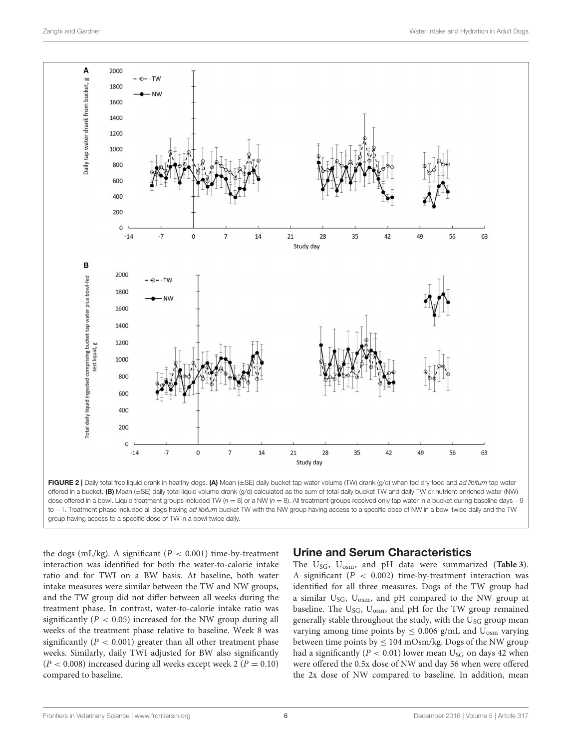FIGURE 2 | Daily total free liquid drank in healthy dogs. **(A)** Mean (±SE) daily bucket tap water volume (TW) drank (g/d) when fed dry food and *ad libitum* tap water offered in a bucket. **(B)** Mean (±SE) daily total liquid volume drank (g/d) calculated as the sum of total daily bucket TW and daily TW or nutrient-enriched water (NW) dose offered in a bowl. Liquid treatment groups included TW ($n = 8$) or a NW ($n = 8$). All treatment groups received only tap water in a bucket during baseline days −9 to −1. Treatment phase included all dogs having *ad libitum* bucket TW with the NW group having access to a specific dose of NW in a bowl twice daily and the TW group having access to a specific dose of TW in a bowl twice daily.

the dogs (mL/kg). A significant ($P < 0.001$) time-by-treatment interaction was identified for both the water-to-calorie intake ratio and for TWI on a BW basis. At baseline, both water intake measures were similar between the TW and NW groups, and the TW group did not differ between all weeks during the treatment phase. In contrast, water-to-calorie intake ratio was significantly ($P < 0.05$) increased for the NW group during all weeks of the treatment phase relative to baseline. Week 8 was significantly ($P < 0.001$) greater than all other treatment phase weeks. Similarly, daily TWI adjusted for BW also significantly ($P < 0.008$) increased during all weeks except week 2 ($P = 0.10$) compared to baseline.

## Urine and Serum Characteristics

The $U_{SG}$, $U_{osm}$, and pH data were summarized (**Table 3**). A significant ($P < 0.002$) time-by-treatment interaction was identified for all three measures. Dogs of the TW group had a similar $U_{SG}$, $U_{osm}$, and pH compared to the NW group at baseline. The $U_{SG}$, $U_{osm}$, and pH for the TW group remained generally stable throughout the study, with the $U_{SG}$ group mean varying among time points by $\leq 0.006$ g/mL and $U_{osm}$ varying between time points by $\leq 104$ mOsm/kg. Dogs of the NW group had a significantly ($P < 0.01$) lower mean $U_{SG}$ on days 42 when were offered the 0.5x dose of NW and day 56 when were offered the 2x dose of NW compared to baseline. In addition, mean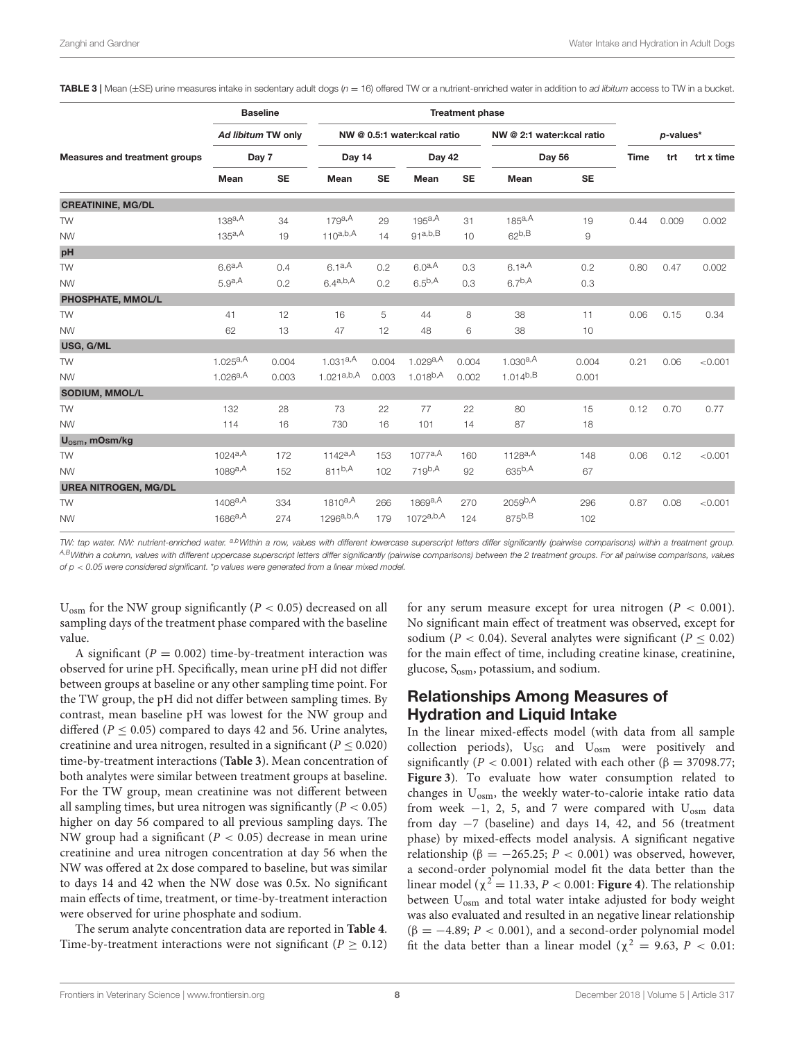**TABLE 3** | Mean (±SE) urine measures intake in sedentary adult dogs ($n$ = 16) offered TW or a nutrient-enriched water in addition to *ad libitum* access to TW in a bucket.

| Measures and treatment groups | Baseline | | Treatment phase | | | | | | *p*-values* | | |
|---|---|---|---|---|---|---|---|---|---|---|---|
| | *Ad libitum* TW only | | NW @ 0.5:1 water:kcal ratio | | | | NW @ 2:1 water:kcal ratio | | | | |
| | Day 7 | | Day 14 | | Day 42 | | Day 56 | | Time | trt | trt x time |
| | Mean | SE | Mean | SE | Mean | SE | Mean | SE | | | |
| **CREATININE, MG/DL** | | | | | | | | | | | |
| TW | 138[a,A] | 34 | 179[a,A] | 29 | 195[a,A] | 31 | 185[a,A] | 19 | 0.44 | 0.009 | 0.002 |
| NW | 135[a,A] | 19 | 110[a,b,A] | 14 | 91[a,b,B] | 10 | 62[b,B] | 9 | | | |
| **pH** | | | | | | | | | | | |
| TW | 6.6[a,A] | 0.4 | 6.1[a,A] | 0.2 | 6.0[a,A] | 0.3 | 6.1[a,A] | 0.2 | 0.80 | 0.47 | 0.002 |
| NW | 5.9[a,A] | 0.2 | 6.4[a,b,A] | 0.2 | 6.5[b,A] | 0.3 | 6.7[b,A] | 0.3 | | | |
| **PHOSPHATE, MMOL/L** | | | | | | | | | | | |
| TW | 41 | 12 | 16 | 5 | 44 | 8 | 38 | 11 | 0.06 | 0.15 | 0.34 |
| NW | 62 | 13 | 47 | 12 | 48 | 6 | 38 | 10 | | | |
| **USG, G/ML** | | | | | | | | | | | |
| TW | 1.025[a,A] | 0.004 | 1.031[a,A] | 0.004 | 1.029[a,A] | 0.004 | 1.030[a,A] | 0.004 | 0.21 | 0.06 | <0.001 |
| NW | 1.026[a,A] | 0.003 | 1.021[a,b,A] | 0.003 | 1.018[b,A] | 0.002 | 1.014[b,B] | 0.001 | | | |
| **SODIUM, MMOL/L** | | | | | | | | | | | |
| TW | 132 | 28 | 73 | 22 | 77 | 22 | 80 | 15 | 0.12 | 0.70 | 0.77 |
| NW | 114 | 16 | 730 | 16 | 101 | 14 | 87 | 18 | | | |
| **$U_{osm}$, mOsm/kg** | | | | | | | | | | | |
| TW | 1024[a,A] | 172 | 1142[a,A] | 153 | 1077[a,A] | 160 | 1128[a,A] | 148 | 0.06 | 0.12 | <0.001 |
| NW | 1089[a,A] | 152 | 811[b,A] | 102 | 719[b,A] | 92 | 635[b,A] | 67 | | | |
| **UREA NITROGEN, MG/DL** | | | | | | | | | | | |
| TW | 1408[a,A] | 334 | 1810[a,A] | 266 | 1869[a,A] | 270 | 2059[b,A] | 296 | 0.87 | 0.08 | <0.001 |
| NW | 1686[a,A] | 274 | 1296[a,b,A] | 179 | 1072[a,b,A] | 124 | 875[b,B] | 102 | | | |

TW: tap water. NW: nutrient-enriched water. [a,b]Within a row, values with different lowercase superscript letters differ significantly (pairwise comparisons) within a treatment group. [A,B]Within a column, values with different uppercase superscript letters differ significantly (pairwise comparisons) between the 2 treatment groups. For all pairwise comparisons, values of $p < 0.05$ were considered significant. *p values were generated from a linear mixed model.

$U_{osm}$ for the NW group significantly ($P < 0.05$) decreased on all sampling days of the treatment phase compared with the baseline value.

A significant ($P = 0.002$) time-by-treatment interaction was observed for urine pH. Specifically, mean urine pH did not differ between groups at baseline or any other sampling time point. For the TW group, the pH did not differ between sampling times. By contrast, mean baseline pH was lowest for the NW group and differed ($P \leq 0.05$) compared to days 42 and 56. Urine analytes, creatinine and urea nitrogen, resulted in a significant ($P \leq 0.020$) time-by-treatment interactions (**Table 3**). Mean concentration of both analytes were similar between treatment groups at baseline. For the TW group, mean creatinine was not different between all sampling times, but urea nitrogen was significantly ($P < 0.05$) higher on day 56 compared to all previous sampling days. The NW group had a significant ($P < 0.05$) decrease in mean urine creatinine and urea nitrogen concentration at day 56 when the NW was offered at 2x dose compared to baseline, but was similar to days 14 and 42 when the NW dose was 0.5x. No significant main effects of time, treatment, or time-by-treatment interaction were observed for urine phosphate and sodium.

The serum analyte concentration data are reported in **Table 4**. Time-by-treatment interactions were not significant ($P \geq 0.12$) for any serum measure except for urea nitrogen ($P < 0.001$). No significant main effect of treatment was observed, except for sodium ($P < 0.04$). Several analytes were significant ($P \leq 0.02$) for the main effect of time, including creatine kinase, creatinine, glucose, $S_{osm}$, potassium, and sodium.

## Relationships Among Measures of Hydration and Liquid Intake

In the linear mixed-effects model (with data from all sample collection periods), $U_{SG}$ and $U_{osm}$ were positively and significantly ($P < 0.001$) related with each other ($\beta = 37098.77$; **Figure 3**). To evaluate how water consumption related to changes in $U_{osm}$, the weekly water-to-calorie intake ratio data from week −1, 2, 5, and 7 were compared with $U_{osm}$ data from day −7 (baseline) and days 14, 42, and 56 (treatment phase) by mixed-effects model analysis. A significant negative relationship ($\beta = -265.25$; $P < 0.001$) was observed, however, a second-order polynomial model fit the data better than the linear model ($\chi^2 = 11.33$, $P < 0.001$: **Figure 4**). The relationship between $U_{osm}$ and total water intake adjusted for body weight was also evaluated and resulted in an negative linear relationship ($\beta = -4.89$; $P < 0.001$), and a second-order polynomial model fit the data better than a linear model ($\chi^2 = 9.63$, $P < 0.01$: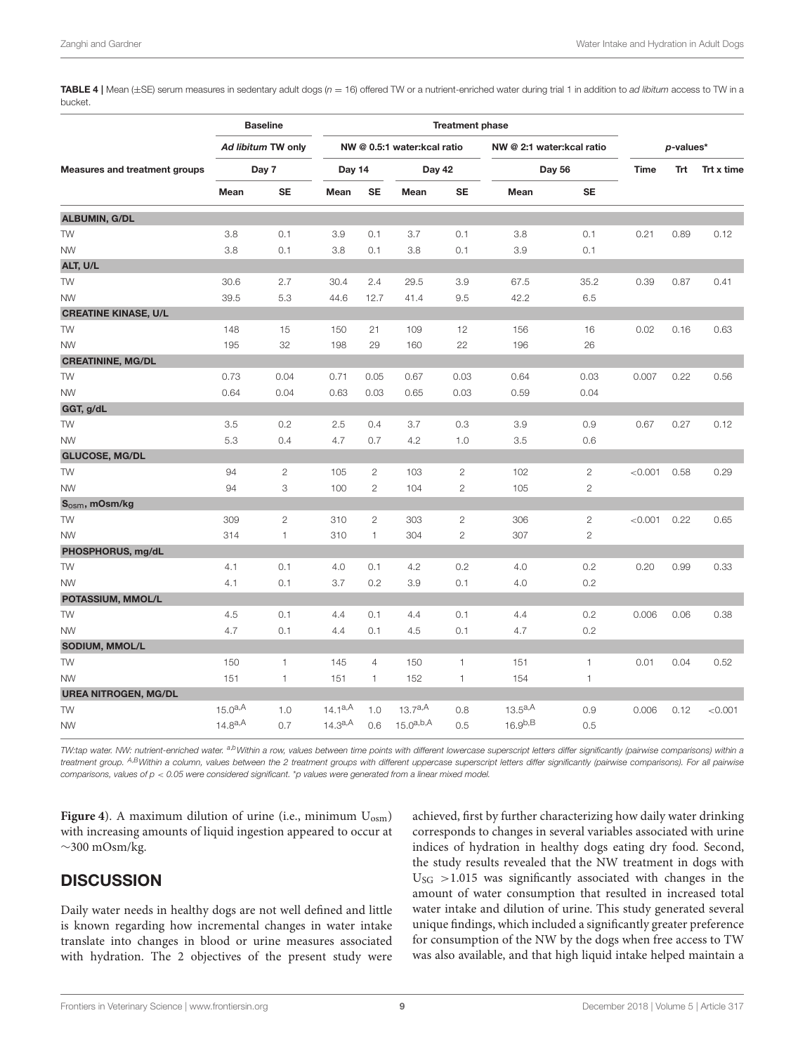**TABLE 4 |** Mean (±SE) serum measures in sedentary adult dogs ($n = 16$) offered TW or a nutrient-enriched water during trial 1 in addition to *ad libitum* access to TW in a bucket.

| | Baseline | | Treatment phase | | | | | | | | |
|---|---|---|---|---|---|---|---|---|---|---|---|
| | *Ad libitum* TW only | | NW @ 0.5:1 water:kcal ratio | | | | NW @ 2:1 water:kcal ratio | | *p*-values* | | |
| **Measures and treatment groups** | Day 7 | | Day 14 | | Day 42 | | Day 56 | | Time | Trt | Trt x time |
| | Mean | SE | Mean | SE | Mean | SE | Mean | SE | | | |
| **ALBUMIN, G/DL** | | | | | | | | | | | |
| TW | 3.8 | 0.1 | 3.9 | 0.1 | 3.7 | 0.1 | 3.8 | 0.1 | 0.21 | 0.89 | 0.12 |
| NW | 3.8 | 0.1 | 3.8 | 0.1 | 3.8 | 0.1 | 3.9 | 0.1 | | | |
| **ALT, U/L** | | | | | | | | | | | |
| TW | 30.6 | 2.7 | 30.4 | 2.4 | 29.5 | 3.9 | 67.5 | 35.2 | 0.39 | 0.87 | 0.41 |
| NW | 39.5 | 5.3 | 44.6 | 12.7 | 41.4 | 9.5 | 42.2 | 6.5 | | | |
| **CREATINE KINASE, U/L** | | | | | | | | | | | |
| TW | 148 | 15 | 150 | 21 | 109 | 12 | 156 | 16 | 0.02 | 0.16 | 0.63 |
| NW | 195 | 32 | 198 | 29 | 160 | 22 | 196 | 26 | | | |
| **CREATININE, MG/DL** | | | | | | | | | | | |
| TW | 0.73 | 0.04 | 0.71 | 0.05 | 0.67 | 0.03 | 0.64 | 0.03 | 0.007 | 0.22 | 0.56 |
| NW | 0.64 | 0.04 | 0.63 | 0.03 | 0.65 | 0.03 | 0.59 | 0.04 | | | |
| **GGT, g/dL** | | | | | | | | | | | |
| TW | 3.5 | 0.2 | 2.5 | 0.4 | 3.7 | 0.3 | 3.9 | 0.9 | 0.67 | 0.27 | 0.12 |
| NW | 5.3 | 0.4 | 4.7 | 0.7 | 4.2 | 1.0 | 3.5 | 0.6 | | | |
| **GLUCOSE, MG/DL** | | | | | | | | | | | |
| TW | 94 | 2 | 105 | 2 | 103 | 2 | 102 | 2 | <0.001 | 0.58 | 0.29 |
| NW | 94 | 3 | 100 | 2 | 104 | 2 | 105 | 2 | | | |
| **$S_{osm}$, mOsm/kg** | | | | | | | | | | | |
| TW | 309 | 2 | 310 | 2 | 303 | 2 | 306 | 2 | <0.001 | 0.22 | 0.65 |
| NW | 314 | 1 | 310 | 1 | 304 | 2 | 307 | 2 | | | |
| **PHOSPHORUS, mg/dL** | | | | | | | | | | | |
| TW | 4.1 | 0.1 | 4.0 | 0.1 | 4.2 | 0.2 | 4.0 | 0.2 | 0.20 | 0.99 | 0.33 |
| NW | 4.1 | 0.1 | 3.7 | 0.2 | 3.9 | 0.1 | 4.0 | 0.2 | | | |
| **POTASSIUM, MMOL/L** | | | | | | | | | | | |
| TW | 4.5 | 0.1 | 4.4 | 0.1 | 4.4 | 0.1 | 4.4 | 0.2 | 0.006 | 0.06 | 0.38 |
| NW | 4.7 | 0.1 | 4.4 | 0.1 | 4.5 | 0.1 | 4.7 | 0.2 | | | |
| **SODIUM, MMOL/L** | | | | | | | | | | | |
| TW | 150 | 1 | 145 | 4 | 150 | 1 | 151 | 1 | 0.01 | 0.04 | 0.52 |
| NW | 151 | 1 | 151 | 1 | 152 | 1 | 154 | 1 | | | |
| **UREA NITROGEN, MG/DL** | | | | | | | | | | | |
| TW | $15.0^{a,A}$ | 1.0 | $14.1^{a,A}$ | 1.0 | $13.7^{a,A}$ | 0.8 | $13.5^{a,A}$ | 0.9 | 0.006 | 0.12 | <0.001 |
| NW | $14.8^{a,A}$ | 0.7 | $14.3^{a,A}$ | 0.6 | $15.0^{a,b,A}$ | 0.5 | $16.9^{b,B}$ | 0.5 | | | |

*TW:tap water. NW: nutrient-enriched water. [a,b]Within a row, values between time points with different lowercase superscript letters differ significantly (pairwise comparisons) within a treatment group. [A,B]Within a column, values between the 2 treatment groups with different uppercase superscript letters differ significantly (pairwise comparisons). For all pairwise comparisons, values of $p < 0.05$ were considered significant. *p values were generated from a linear mixed model.*

**Figure 4**). A maximum dilution of urine (i.e., minimum $U_{osm}$) with increasing amounts of liquid ingestion appeared to occur at ~300 mOsm/kg.

## DISCUSSION

Daily water needs in healthy dogs are not well defined and little is known regarding how incremental changes in water intake translate into changes in blood or urine measures associated with hydration. The 2 objectives of the present study were achieved, first by further characterizing how daily water drinking corresponds to changes in several variables associated with urine indices of hydration in healthy dogs eating dry food. Second, the study results revealed that the NW treatment in dogs with $U_{SG}$ >1.015 was significantly associated with changes in the amount of water consumption that resulted in increased total water intake and dilution of urine. This study generated several unique findings, which included a significantly greater preference for consumption of the NW by the dogs when free access to TW was also available, and that high liquid intake helped maintain a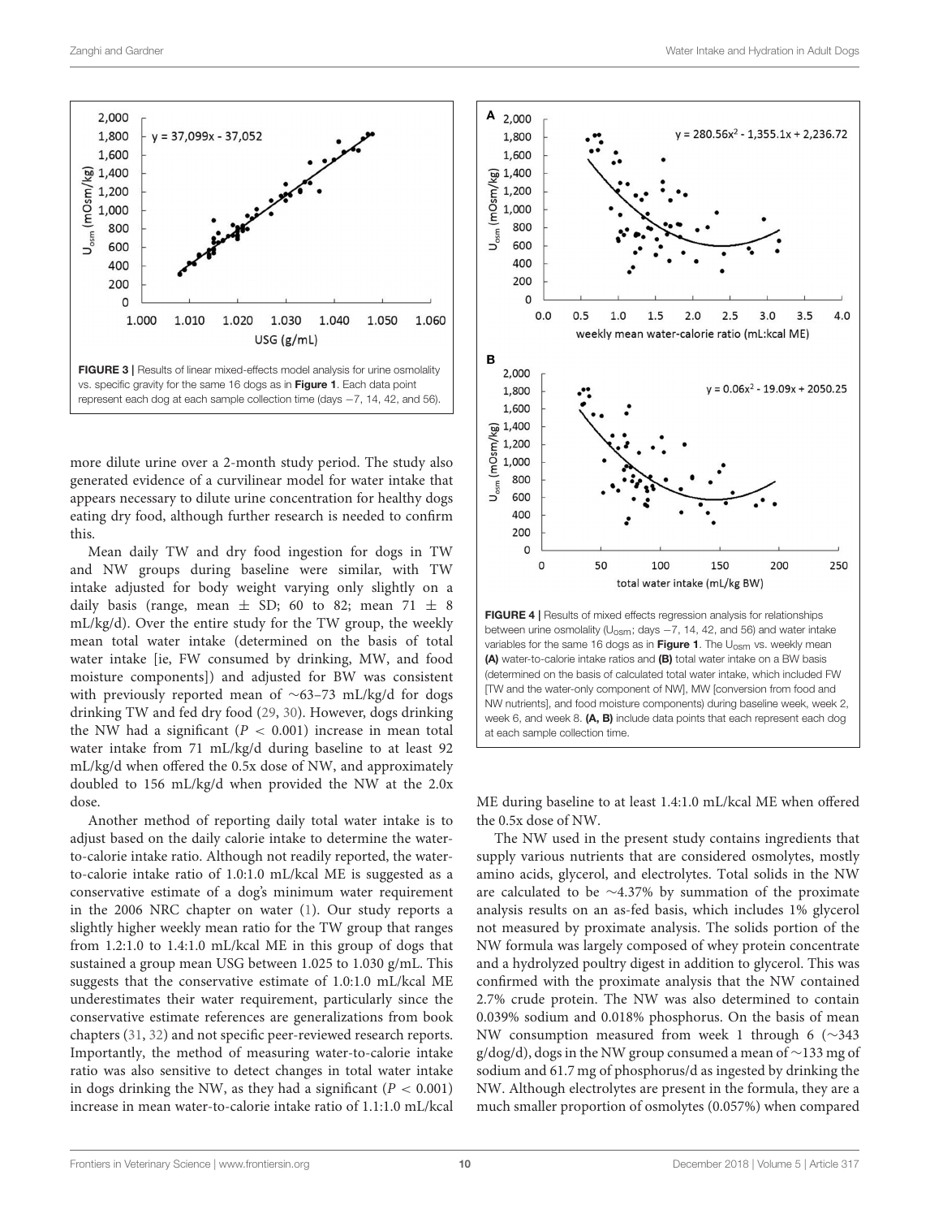FIGURE 3 | Results of linear mixed-effects model analysis for urine osmolality vs. specific gravity for the same 16 dogs as in **Figure 1**. Each data point represent each dog at each sample collection time (days −7, 14, 42, and 56).

more dilute urine over a 2-month study period. The study also generated evidence of a curvilinear model for water intake that appears necessary to dilute urine concentration for healthy dogs eating dry food, although further research is needed to confirm this.

Mean daily TW and dry food ingestion for dogs in TW and NW groups during baseline were similar, with TW intake adjusted for body weight varying only slightly on a daily basis (range, mean ± SD; 60 to 82; mean 71 ± 8 mL/kg/d). Over the entire study for the TW group, the weekly mean total water intake (determined on the basis of total water intake [ie, FW consumed by drinking, MW, and food moisture components]) and adjusted for BW was consistent with previously reported mean of ∼63–73 mL/kg/d for dogs drinking TW and fed dry food (29, 30). However, dogs drinking the NW had a significant ($P < 0.001$) increase in mean total water intake from 71 mL/kg/d during baseline to at least 92 mL/kg/d when offered the 0.5x dose of NW, and approximately doubled to 156 mL/kg/d when provided the NW at the 2.0x dose.

Another method of reporting daily total water intake is to adjust based on the daily calorie intake to determine the water-to-calorie intake ratio. Although not readily reported, the water-to-calorie intake ratio of 1.0:1.0 mL/kcal ME is suggested as a conservative estimate of a dog's minimum water requirement in the 2006 NRC chapter on water (1). Our study reports a slightly higher weekly mean ratio for the TW group that ranges from 1.2:1.0 to 1.4:1.0 mL/kcal ME in this group of dogs that sustained a group mean USG between 1.025 to 1.030 g/mL. This suggests that the conservative estimate of 1.0:1.0 mL/kcal ME underestimates their water requirement, particularly since the conservative estimate references are generalizations from book chapters (31, 32) and not specific peer-reviewed research reports. Importantly, the method of measuring water-to-calorie intake ratio was also sensitive to detect changes in total water intake in dogs drinking the NW, as they had a significant ($P < 0.001$) increase in mean water-to-calorie intake ratio of 1.1:1.0 mL/kcal ME during baseline to at least 1.4:1.0 mL/kcal ME when offered the 0.5x dose of NW.

FIGURE 4 | Results of mixed effects regression analysis for relationships between urine osmolality ($U_{OSM}$; days −7, 14, 42, and 56) and water intake variables for the same 16 dogs as in **Figure 1**. The $U_{Osm}$ vs. weekly mean **(A)** water-to-calorie intake ratios and **(B)** total water intake on a BW basis (determined on the basis of calculated total water intake, which included FW [TW and the water-only component of NW], MW [conversion from food and NW nutrients], and food moisture components) during baseline week, week 2, week 6, and week 8. **(A, B)** include data points that each represent each dog at each sample collection time.

The NW used in the present study contains ingredients that supply various nutrients that are considered osmolytes, mostly amino acids, glycerol, and electrolytes. Total solids in the NW are calculated to be ∼4.37% by summation of the proximate analysis results on an as-fed basis, which includes 1% glycerol not measured by proximate analysis. The solids portion of the NW formula was largely composed of whey protein concentrate and a hydrolyzed poultry digest in addition to glycerol. This was confirmed with the proximate analysis that the NW contained 2.7% crude protein. The NW was also determined to contain 0.039% sodium and 0.018% phosphorus. On the basis of mean NW consumption measured from week 1 through 6 (∼343 g/dog/d), dogs in the NW group consumed a mean of ∼133 mg of sodium and 61.7 mg of phosphorus/d as ingested by drinking the NW. Although electrolytes are present in the formula, they are a much smaller proportion of osmolytes (0.057%) when compared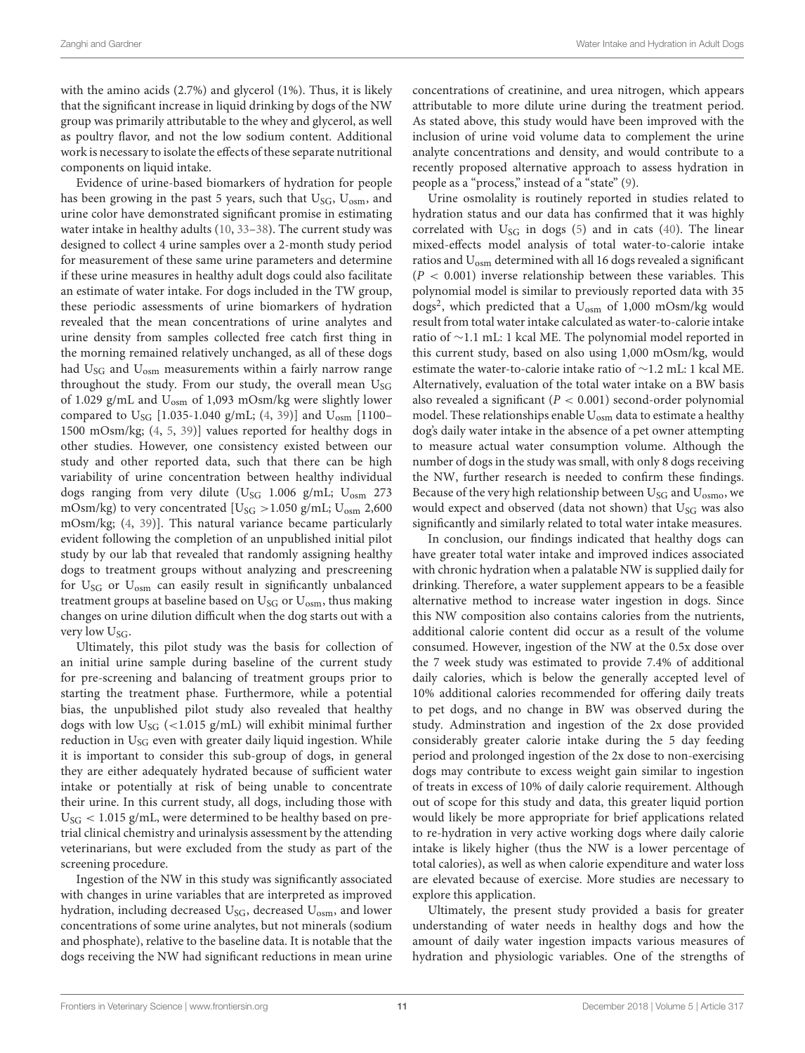with the amino acids (2.7%) and glycerol (1%). Thus, it is likely that the significant increase in liquid drinking by dogs of the NW group was primarily attributable to the whey and glycerol, as well as poultry flavor, and not the low sodium content. Additional work is necessary to isolate the effects of these separate nutritional components on liquid intake.

Evidence of urine-based biomarkers of hydration for people has been growing in the past 5 years, such that $U_{SG}$, $U_{osm}$, and urine color have demonstrated significant promise in estimating water intake in healthy adults (10, 33–38). The current study was designed to collect 4 urine samples over a 2-month study period for measurement of these same urine parameters and determine if these urine measures in healthy adult dogs could also facilitate an estimate of water intake. For dogs included in the TW group, these periodic assessments of urine biomarkers of hydration revealed that the mean concentrations of urine analytes and urine density from samples collected free catch first thing in the morning remained relatively unchanged, as all of these dogs had $U_{SG}$ and $U_{osm}$ measurements within a fairly narrow range throughout the study. From our study, the overall mean $U_{SG}$ of 1.029 g/mL and $U_{osm}$ of 1,093 mOsm/kg were slightly lower compared to $U_{SG}$ [1.035-1.040 g/mL; (4, 39)] and $U_{osm}$ [1100–1500 mOsm/kg; (4, 5, 39)] values reported for healthy dogs in other studies. However, one consistency existed between our study and other reported data, such that there can be high variability of urine concentration between healthy individual dogs ranging from very dilute ($U_{SG}$ 1.006 g/mL; $U_{osm}$ 273 mOsm/kg) to very concentrated [$U_{SG}$ >1.050 g/mL; $U_{osm}$ 2,600 mOsm/kg; (4, 39)]. This natural variance became particularly evident following the completion of an unpublished initial pilot study by our lab that revealed that randomly assigning healthy dogs to treatment groups without analyzing and prescreening for $U_{SG}$ or $U_{osm}$ can easily result in significantly unbalanced treatment groups at baseline based on $U_{SG}$ or $U_{osm}$, thus making changes on urine dilution difficult when the dog starts out with a very low $U_{SG}$.

Ultimately, this pilot study was the basis for collection of an initial urine sample during baseline of the current study for pre-screening and balancing of treatment groups prior to starting the treatment phase. Furthermore, while a potential bias, the unpublished pilot study also revealed that healthy dogs with low $U_{SG}$ (<1.015 g/mL) will exhibit minimal further reduction in $U_{SG}$ even with greater daily liquid ingestion. While it is important to consider this sub-group of dogs, in general they are either adequately hydrated because of sufficient water intake or potentially at risk of being unable to concentrate their urine. In this current study, all dogs, including those with $U_{SG}$ < 1.015 g/mL, were determined to be healthy based on pre-trial clinical chemistry and urinalysis assessment by the attending veterinarians, but were excluded from the study as part of the screening procedure.

Ingestion of the NW in this study was significantly associated with changes in urine variables that are interpreted as improved hydration, including decreased $U_{SG}$, decreased $U_{osm}$, and lower concentrations of some urine analytes, but not minerals (sodium and phosphate), relative to the baseline data. It is notable that the dogs receiving the NW had significant reductions in mean urine concentrations of creatinine, and urea nitrogen, which appears attributable to more dilute urine during the treatment period. As stated above, this study would have been improved with the inclusion of urine void volume data to complement the urine analyte concentrations and density, and would contribute to a recently proposed alternative approach to assess hydration in people as a "process," instead of a "state" (9).

Urine osmolality is routinely reported in studies related to hydration status and our data has confirmed that it was highly correlated with $U_{SG}$ in dogs (5) and in cats (40). The linear mixed-effects model analysis of total water-to-calorie intake ratios and $U_{osm}$ determined with all 16 dogs revealed a significant ($P$ < 0.001) inverse relationship between these variables. This polynomial model is similar to previously reported data with 35 dogs[2], which predicted that a $U_{osm}$ of 1,000 mOsm/kg would result from total water intake calculated as water-to-calorie intake ratio of ∼1.1 mL: 1 kcal ME. The polynomial model reported in this current study, based on also using 1,000 mOsm/kg, would estimate the water-to-calorie intake ratio of ∼1.2 mL: 1 kcal ME. Alternatively, evaluation of the total water intake on a BW basis also revealed a significant ($P$ < 0.001) second-order polynomial model. These relationships enable $U_{osm}$ data to estimate a healthy dog's daily water intake in the absence of a pet owner attempting to measure actual water consumption volume. Although the number of dogs in the study was small, with only 8 dogs receiving the NW, further research is needed to confirm these findings. Because of the very high relationship between $U_{SG}$ and $U_{osmo}$, we would expect and observed (data not shown) that $U_{SG}$ was also significantly and similarly related to total water intake measures.

In conclusion, our findings indicated that healthy dogs can have greater total water intake and improved indices associated with chronic hydration when a palatable NW is supplied daily for drinking. Therefore, a water supplement appears to be a feasible alternative method to increase water ingestion in dogs. Since this NW composition also contains calories from the nutrients, additional calorie content did occur as a result of the volume consumed. However, ingestion of the NW at the 0.5x dose over the 7 week study was estimated to provide 7.4% of additional daily calories, which is below the generally accepted level of 10% additional calories recommended for offering daily treats to pet dogs, and no change in BW was observed during the study. Adminstration and ingestion of the 2x dose provided considerably greater calorie intake during the 5 day feeding period and prolonged ingestion of the 2x dose to non-exercising dogs may contribute to excess weight gain similar to ingestion of treats in excess of 10% of daily calorie requirement. Although out of scope for this study and data, this greater liquid portion would likely be more appropriate for brief applications related to re-hydration in very active working dogs where daily calorie intake is likely higher (thus the NW is a lower percentage of total calories), as well as when calorie expenditure and water loss are elevated because of exercise. More studies are necessary to explore this application.

Ultimately, the present study provided a basis for greater understanding of water needs in healthy dogs and how the amount of daily water ingestion impacts various measures of hydration and physiologic variables. One of the strengths of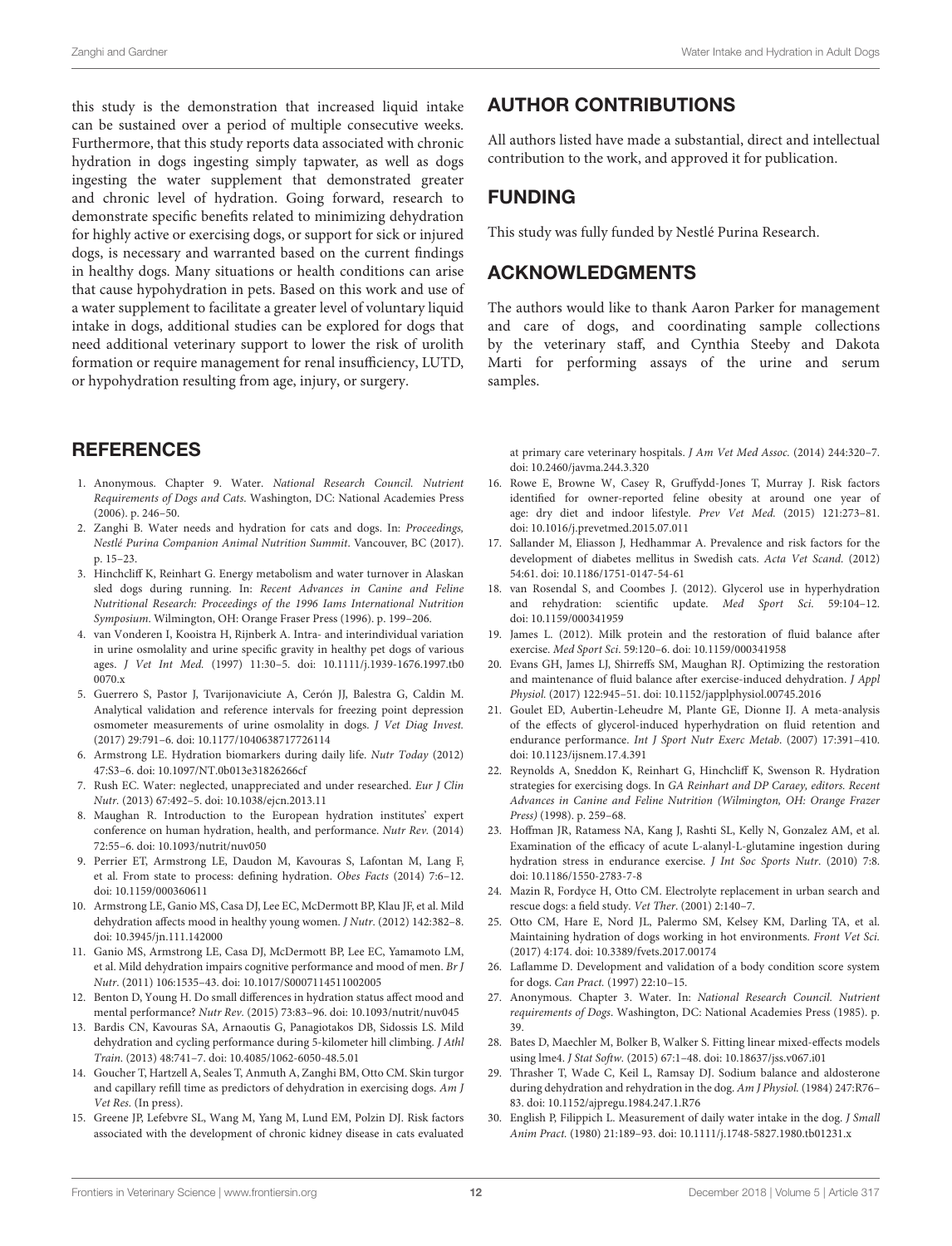this study is the demonstration that increased liquid intake can be sustained over a period of multiple consecutive weeks. Furthermore, that this study reports data associated with chronic hydration in dogs ingesting simply tapwater, as well as dogs ingesting the water supplement that demonstrated greater and chronic level of hydration. Going forward, research to demonstrate specific benefits related to minimizing dehydration for highly active or exercising dogs, or support for sick or injured dogs, is necessary and warranted based on the current findings in healthy dogs. Many situations or health conditions can arise that cause hypohydration in pets. Based on this work and use of a water supplement to facilitate a greater level of voluntary liquid intake in dogs, additional studies can be explored for dogs that need additional veterinary support to lower the risk of urolith formation or require management for renal insufficiency, LUTD, or hypohydration resulting from age, injury, or surgery.

## AUTHOR CONTRIBUTIONS

All authors listed have made a substantial, direct and intellectual contribution to the work, and approved it for publication.

## FUNDING

This study was fully funded by Nestlé Purina Research.

## ACKNOWLEDGMENTS

The authors would like to thank Aaron Parker for management and care of dogs, and coordinating sample collections by the veterinary staff, and Cynthia Steeby and Dakota Marti for performing assays of the urine and serum samples.

## REFERENCES

1. Anonymous. Chapter 9. Water. *National Research Council. Nutrient Requirements of Dogs and Cats*. Washington, DC: National Academies Press (2006). p. 246–50.
2. Zanghi B. Water needs and hydration for cats and dogs. In: *Proceedings, Nestlé Purina Companion Animal Nutrition Summit*. Vancouver, BC (2017). p. 15–23.
3. Hinchcliff K, Reinhart G. Energy metabolism and water turnover in Alaskan sled dogs during running. In: *Recent Advances in Canine and Feline Nutritional Research: Proceedings of the 1996 Iams International Nutrition Symposium*. Wilmington, OH: Orange Fraser Press (1996). p. 199–206.
4. van Vonderen I, Kooistra H, Rijnberk A. Intra- and interindividual variation in urine osmolality and urine specific gravity in healthy pet dogs of various ages. *J Vet Int Med.* (1997) 11:30–5. doi: 10.1111/j.1939-1676.1997.tb00070.x
5. Guerrero S, Pastor J, Tvarijonaviciute A, Cerón JJ, Balestra G, Caldin M. Analytical validation and reference intervals for freezing point depression osmometer measurements of urine osmolality in dogs. *J Vet Diag Invest.* (2017) 29:791–6. doi: 10.1177/1040638717726114
6. Armstrong LE. Hydration biomarkers during daily life. *Nutr Today* (2012) 47:S3–6. doi: 10.1097/NT.0b013e31826266cf
7. Rush EC. Water: neglected, unappreciated and under researched. *Eur J Clin Nutr.* (2013) 67:492–5. doi: 10.1038/ejcn.2013.11
8. Maughan R. Introduction to the European hydration institutes' expert conference on human hydration, health, and performance. *Nutr Rev.* (2014) 72:55–6. doi: 10.1093/nutrit/nuv050
9. Perrier ET, Armstrong LE, Daudon M, Kavouras S, Lafontan M, Lang F, et al. From state to process: defining hydration. *Obes Facts* (2014) 7:6–12. doi: 10.1159/000360611
10. Armstrong LE, Ganio MS, Casa DJ, Lee EC, McDermott BP, Klau JF, et al. Mild dehydration affects mood in healthy young women. *J Nutr*. (2012) 142:382–8. doi: 10.3945/jn.111.142000
11. Ganio MS, Armstrong LE, Casa DJ, McDermott BP, Lee EC, Yamamoto LM, et al. Mild dehydration impairs cognitive performance and mood of men. *Br J Nutr*. (2011) 106:1535–43. doi: 10.1017/S0007114511002005
12. Benton D, Young H. Do small differences in hydration status affect mood and mental performance? *Nutr Rev.* (2015) 73:83–96. doi: 10.1093/nutrit/nuv045
13. Bardis CN, Kavouras SA, Arnaoutis G, Panagiotakos DB, Sidossis LS. Mild dehydration and cycling performance during 5-kilometer hill climbing. *J Athl Train*. (2013) 48:741–7. doi: 10.4085/1062-6050-48.5.01
14. Goucher T, Hartzell A, Seales T, Anmuth A, Zanghi BM, Otto CM. Skin turgor and capillary refill time as predictors of dehydration in exercising dogs. *Am J Vet Res.* (In press).
15. Greene JP, Lefebvre SL, Wang M, Yang M, Lund EM, Polzin DJ. Risk factors associated with the development of chronic kidney disease in cats evaluated at primary care veterinary hospitals. *J Am Vet Med Assoc.* (2014) 244:320–7. doi: 10.2460/javma.244.3.320
16. Rowe E, Browne W, Casey R, Gruffydd-Jones T, Murray J. Risk factors identified for owner-reported feline obesity at around one year of age: dry diet and indoor lifestyle. *Prev Vet Med.* (2015) 121:273–81. doi: 10.1016/j.prevetmed.2015.07.011
17. Sallander M, Eliasson J, Hedhammar A. Prevalence and risk factors for the development of diabetes mellitus in Swedish cats. *Acta Vet Scand.* (2012) 54:61. doi: 10.1186/1751-0147-54-61
18. van Rosendal S, and Coombes J. (2012). Glycerol use in hyperhydration and rehydration: scientific update. *Med Sport Sci.* 59:104–12. doi: 10.1159/000341959
19. James L. (2012). Milk protein and the restoration of fluid balance after exercise. *Med Sport Sci.* 59:120–6. doi: 10.1159/000341958
20. Evans GH, James LJ, Shirreffs SM, Maughan RJ. Optimizing the restoration and maintenance of fluid balance after exercise-induced dehydration. *J Appl Physiol.* (2017) 122:945–51. doi: 10.1152/japplphysiol.00745.2016
21. Goulet ED, Aubertin-Leheudre M, Plante GE, Dionne IJ. A meta-analysis of the effects of glycerol-induced hyperhydration on fluid retention and endurance performance. *Int J Sport Nutr Exerc Metab*. (2007) 17:391–410. doi: 10.1123/ijsnem.17.4.391
22. Reynolds A, Sneddon K, Reinhart G, Hinchcliff K, Swenson R. Hydration strategies for exercising dogs. In *GA Reinhart and DP Caraey, editors. Recent Advances in Canine and Feline Nutrition (Wilmington, OH: Orange Frazer Press)* (1998). p. 259–68.
23. Hoffman JR, Ratamess NA, Kang J, Rashti SL, Kelly N, Gonzalez AM, et al. Examination of the efficacy of acute L-alanyl-L-glutamine ingestion during hydration stress in endurance exercise. *J Int Soc Sports Nutr*. (2010) 7:8. doi: 10.1186/1550-2783-7-8
24. Mazin R, Fordyce H, Otto CM. Electrolyte replacement in urban search and rescue dogs: a field study. *Vet Ther*. (2001) 2:140–7.
25. Otto CM, Hare E, Nord JL, Palermo SM, Kelsey KM, Darling TA, et al. Maintaining hydration of dogs working in hot environments. *Front Vet Sci.* (2017) 4:174. doi: 10.3389/fvets.2017.00174
26. Laflamme D. Development and validation of a body condition score system for dogs. *Can Pract.* (1997) 22:10–15.
27. Anonymous. Chapter 3. Water. In: *National Research Council. Nutrient requirements of Dogs*. Washington, DC: National Academies Press (1985). p. 39.
28. Bates D, Maechler M, Bolker B, Walker S. Fitting linear mixed-effects models using lme4. *J Stat Softw*. (2015) 67:1–48. doi: 10.18637/jss.v067.i01
29. Thrasher T, Wade C, Keil L, Ramsay DJ. Sodium balance and aldosterone during dehydration and rehydration in the dog. *Am J Physiol.* (1984) 247:R76–83. doi: 10.1152/ajpregu.1984.247.1.R76
30. English P, Filippich L. Measurement of daily water intake in the dog. *J Small Anim Pract.* (1980) 21:189–93. doi: 10.1111/j.1748-5827.1980.tb01231.x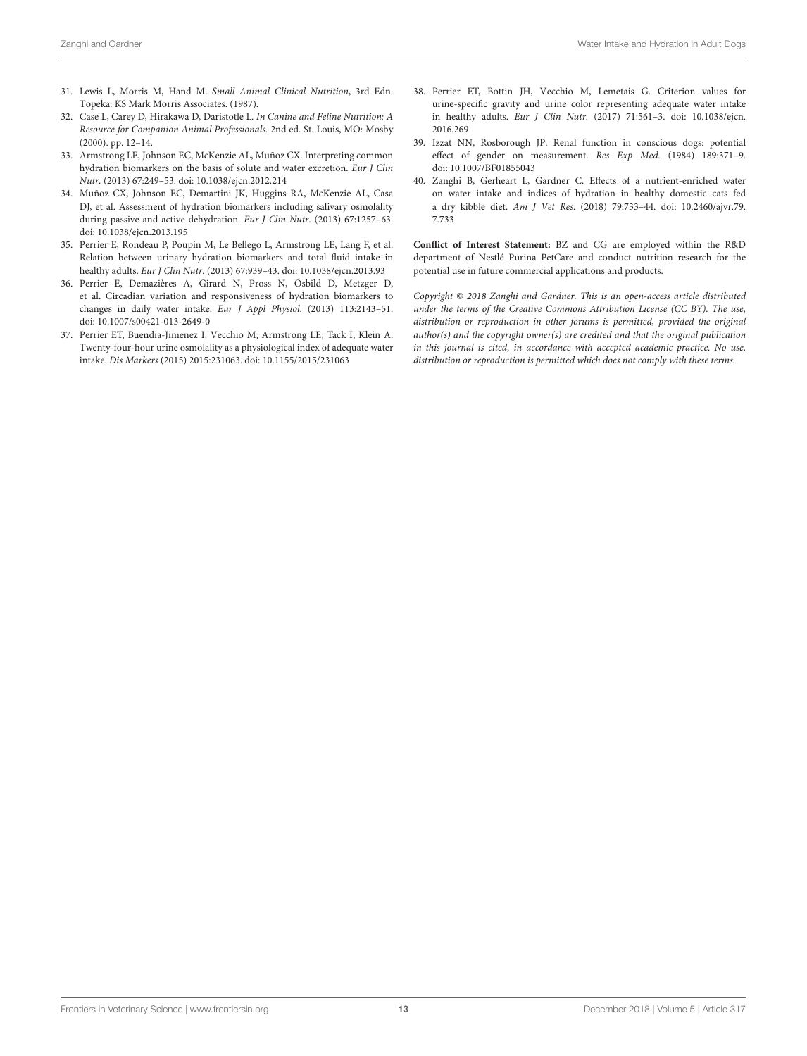31. Lewis L, Morris M, Hand M. *Small Animal Clinical Nutrition*, 3rd Edn. Topeka: KS Mark Morris Associates. (1987).
32. Case L, Carey D, Hirakawa D, Daristotle L. *In Canine and Feline Nutrition: A Resource for Companion Animal Professionals.* 2nd ed. St. Louis, MO: Mosby (2000). pp. 12–14.
33. Armstrong LE, Johnson EC, McKenzie AL, Muñoz CX. Interpreting common hydration biomarkers on the basis of solute and water excretion. *Eur J Clin Nutr.* (2013) 67:249–53. doi: 10.1038/ejcn.2012.214
34. Muñoz CX, Johnson EC, Demartini JK, Huggins RA, McKenzie AL, Casa DJ, et al. Assessment of hydration biomarkers including salivary osmolality during passive and active dehydration. *Eur J Clin Nutr.* (2013) 67:1257–63. doi: 10.1038/ejcn.2013.195
35. Perrier E, Rondeau P, Poupin M, Le Bellego L, Armstrong LE, Lang F, et al. Relation between urinary hydration biomarkers and total fluid intake in healthy adults. *Eur J Clin Nutr.* (2013) 67:939–43. doi: 10.1038/ejcn.2013.93
36. Perrier E, Demazières A, Girard N, Pross N, Osbild D, Metzger D, et al. Circadian variation and responsiveness of hydration biomarkers to changes in daily water intake. *Eur J Appl Physiol.* (2013) 113:2143–51. doi: 10.1007/s00421-013-2649-0
37. Perrier ET, Buendia-Jimenez I, Vecchio M, Armstrong LE, Tack I, Klein A. Twenty-four-hour urine osmolality as a physiological index of adequate water intake. *Dis Markers* (2015) 2015:231063. doi: 10.1155/2015/231063
38. Perrier ET, Bottin JH, Vecchio M, Lemetais G. Criterion values for urine-specific gravity and urine color representing adequate water intake in healthy adults. *Eur J Clin Nutr.* (2017) 71:561–3. doi: 10.1038/ejcn.2016.269
39. Izzat NN, Rosborough JP. Renal function in conscious dogs: potential effect of gender on measurement. *Res Exp Med.* (1984) 189:371–9. doi: 10.1007/BF01855043
40. Zanghi B, Gerheart L, Gardner C. Effects of a nutrient-enriched water on water intake and indices of hydration in healthy domestic cats fed a dry kibble diet. *Am J Vet Res.* (2018) 79:733–44. doi: 10.2460/ajvr.79.7.733

**Conflict of Interest Statement:** BZ and CG are employed within the R&D department of Nestlé Purina PetCare and conduct nutrition research for the potential use in future commercial applications and products.

*Copyright © 2018 Zanghi and Gardner. This is an open-access article distributed under the terms of the Creative Commons Attribution License (CC BY). The use, distribution or reproduction in other forums is permitted, provided the original author(s) and the copyright owner(s) are credited and that the original publication in this journal is cited, in accordance with accepted academic practice. No use, distribution or reproduction is permitted which does not comply with these terms.*